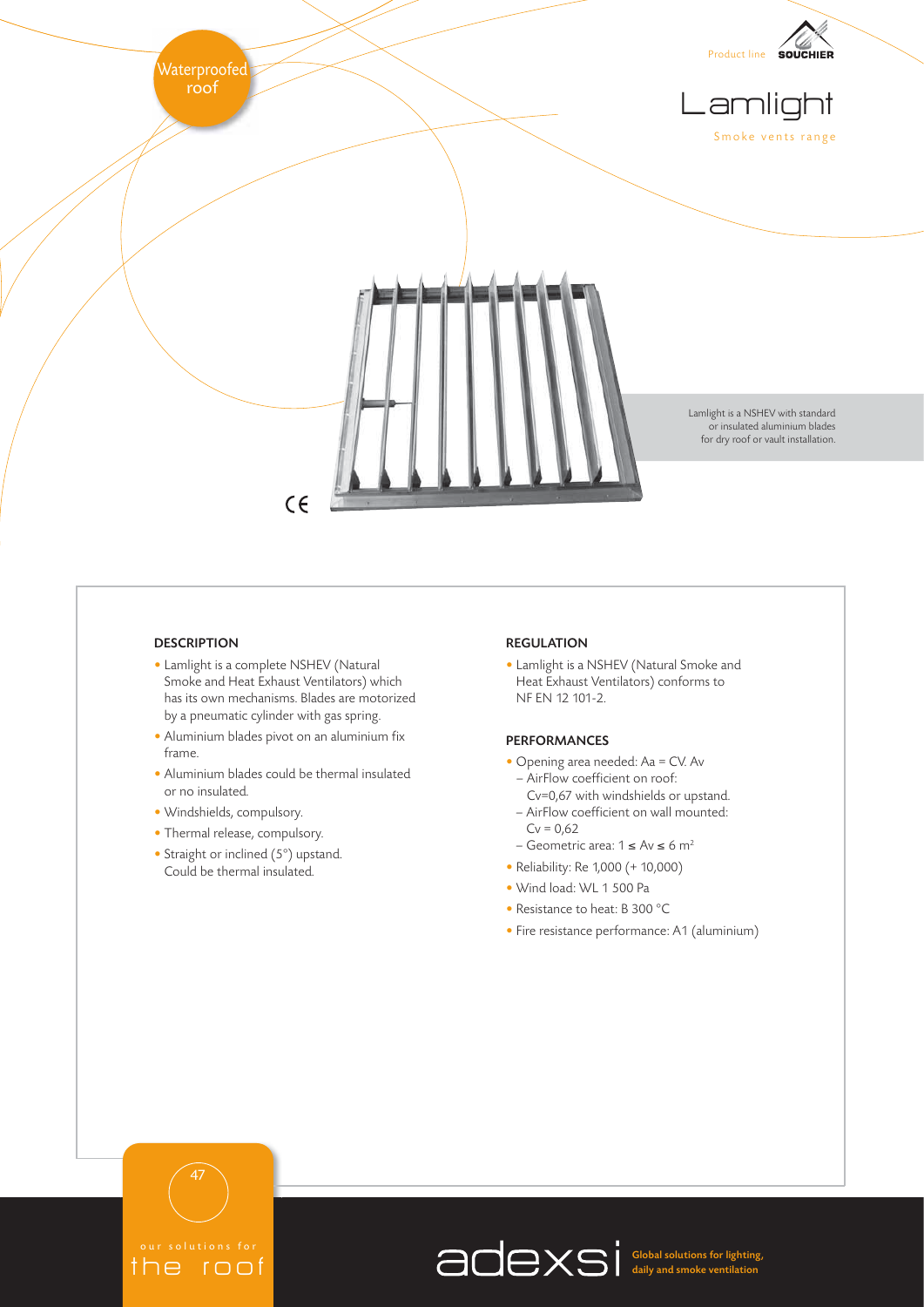Waterproofed roof

Product line SOUCHIER

# Lamlight

Smoke vents range

Lamlight is a NSHEV with standard or insulated aluminium blades for dry roof or vault installation.

## DESCRIPTION

- Lamlight is a complete NSHEV (Natural Smoke and Heat Exhaust Ventilators) which has its own mechanisms. Blades are motorized by a pneumatic cylinder with gas spring.
- Aluminium blades pivot on an aluminium fix frame.
- Aluminium blades could be thermal insulated or no insulated.
- Windshields, compulsory.
- Thermal release, compulsory.
- Straight or inclined (5°) upstand. Could be thermal insulated.

## REGULATION

- Lamlight is a NSHEV (Natural Smoke and Heat Exhaust Ventilators) conforms to NF EN 12 101-2.

## PERFORMANCES

- Opening area needed: Aa = CV. Av
  - AirFlow coefficient on roof: Cv=0,67 with windshields or upstand.
  - AirFlow coefficient on wall mounted: Cv = 0,62
  - Geometric area: $1 \leq Av \leq 6$ m$^2$
- Reliability: Re 1,000 (+ 10,000)
- Wind load: WL 1 500 Pa
- Resistance to heat: B 300 °C
- Fire resistance performance: A1 (aluminium)

our solutions for the roof

adexsi Global solutions for lighting, daily and smoke ventilation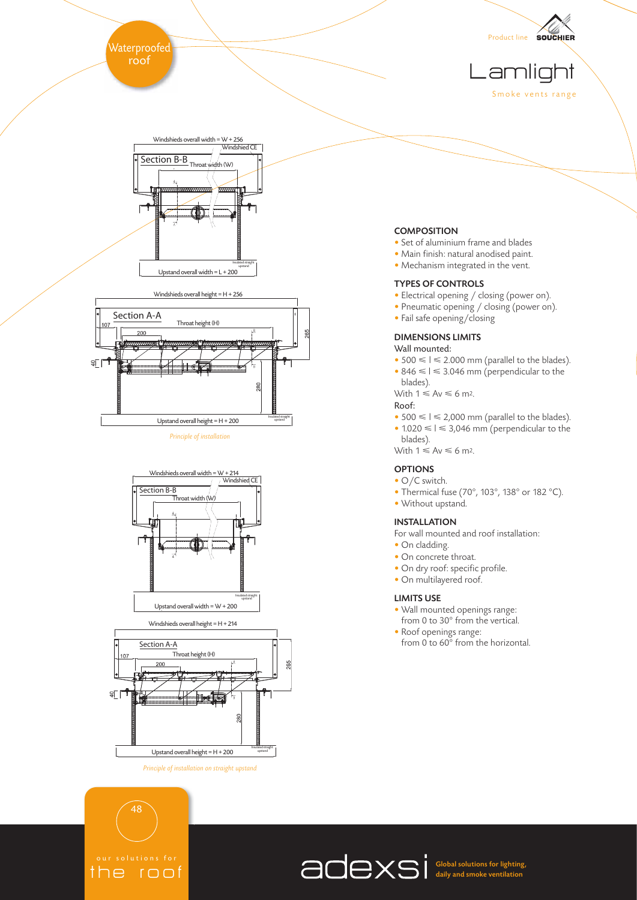Waterproofed roof

Product line SOUCHIER

# Lamlight

Smoke vents range

Windshieds overall width = W + 256
Windshied CE
Section B-B
Throat width (W)
Insulated straight upstand
Upstand overall width = L + 200

Windshieds overall height = H + 256
Section A-A
107
200
Throat height (H)
265
40
280
Insulated straight upstand
Upstand overall height = H + 200

*Principle of installation*

Windshieds overall width = W + 214
Windshied CE
Section B-B
Throat width (W)
Insulated straight upstand
Upstand overall width = W + 200

Windshieds overall height = H + 214
Section A-A
107
200
Throat height (H)
265
40
280
Insulated straight upstand
Upstand overall height = H + 200

*Principle of installation on straight upstand*

### COMPOSITION

- Set of aluminium frame and blades
- Main finish: natural anodised paint.
- Mechanism integrated in the vent.

### TYPES OF CONTROLS

- Electrical opening / closing (power on).
- Pneumatic opening / closing (power on).
- Fail safe opening/closing

### DIMENSIONS LIMITS

Wall mounted:

- 500 ≤ l ≤ 2.000 mm (parallel to the blades).
- 846 ≤ l ≤ 3.046 mm (perpendicular to the blades).

With 1 ≤ Av ≤ 6 $m^2$.

Roof:

- 500 ≤ l ≤ 2,000 mm (parallel to the blades).
- 1.020 ≤ l ≤ 3,046 mm (perpendicular to the blades).

With 1 ≤ Av ≤ 6 $m^2$.

### OPTIONS

- O/C switch.
- Thermical fuse (70°, 103°, 138° or 182 °C).
- Without upstand.

### INSTALLATION

For wall mounted and roof installation:

- On cladding.
- On concrete throat.
- On dry roof: specific profile.
- On multilayered roof.

### LIMITS USE

- Wall mounted openings range: from 0 to 30° from the vertical.
- Roof openings range: from 0 to 60° from the horizontal.

our solutions for the roof

adexsi Global solutions for lighting, daily and smoke ventilation